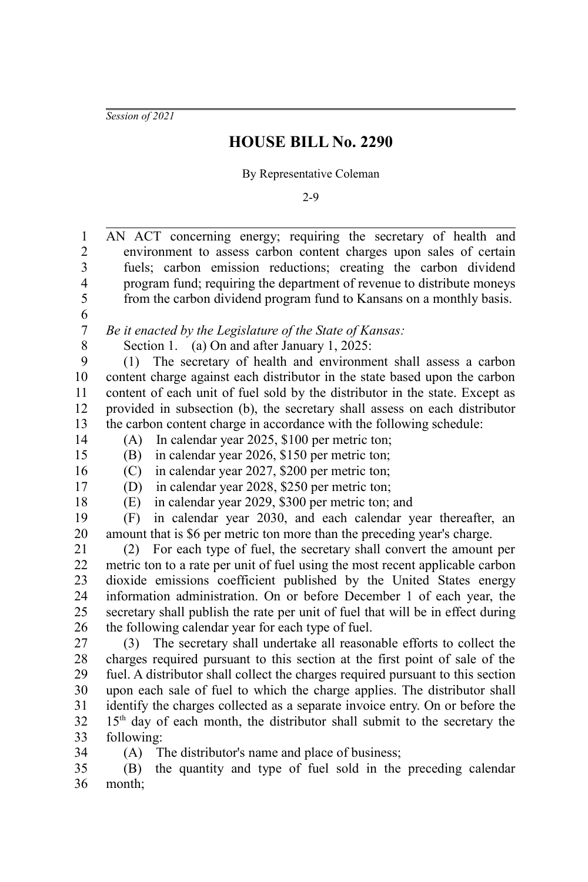*Session of 2021*

# HOUSE BILL No. 2290

By Representative Coleman

2-9

AN ACT concerning energy; requiring the secretary of health and environment to assess carbon content charges upon sales of certain fuels; carbon emission reductions; creating the carbon dividend program fund; requiring the department of revenue to distribute moneys from the carbon dividend program fund to Kansans on a monthly basis.

*Be it enacted by the Legislature of the State of Kansas:*

Section 1. (a) On and after January 1, 2025:

(1) The secretary of health and environment shall assess a carbon content charge against each distributor in the state based upon the carbon content of each unit of fuel sold by the distributor in the state. Except as provided in subsection (b), the secretary shall assess on each distributor the carbon content charge in accordance with the following schedule:

(A) In calendar year 2025, $100 per metric ton;

(B) in calendar year 2026, $150 per metric ton;

(C) in calendar year 2027, $200 per metric ton;

(D) in calendar year 2028, $250 per metric ton;

(E) in calendar year 2029, $300 per metric ton; and

(F) in calendar year 2030, and each calendar year thereafter, an amount that is $6 per metric ton more than the preceding year's charge.

(2) For each type of fuel, the secretary shall convert the amount per metric ton to a rate per unit of fuel using the most recent applicable carbon dioxide emissions coefficient published by the United States energy information administration. On or before December 1 of each year, the secretary shall publish the rate per unit of fuel that will be in effect during the following calendar year for each type of fuel.

(3) The secretary shall undertake all reasonable efforts to collect the charges required pursuant to this section at the first point of sale of the fuel. A distributor shall collect the charges required pursuant to this section upon each sale of fuel to which the charge applies. The distributor shall identify the charges collected as a separate invoice entry. On or before the 15th day of each month, the distributor shall submit to the secretary the following:

(A) The distributor's name and place of business;

(B) the quantity and type of fuel sold in the preceding calendar month;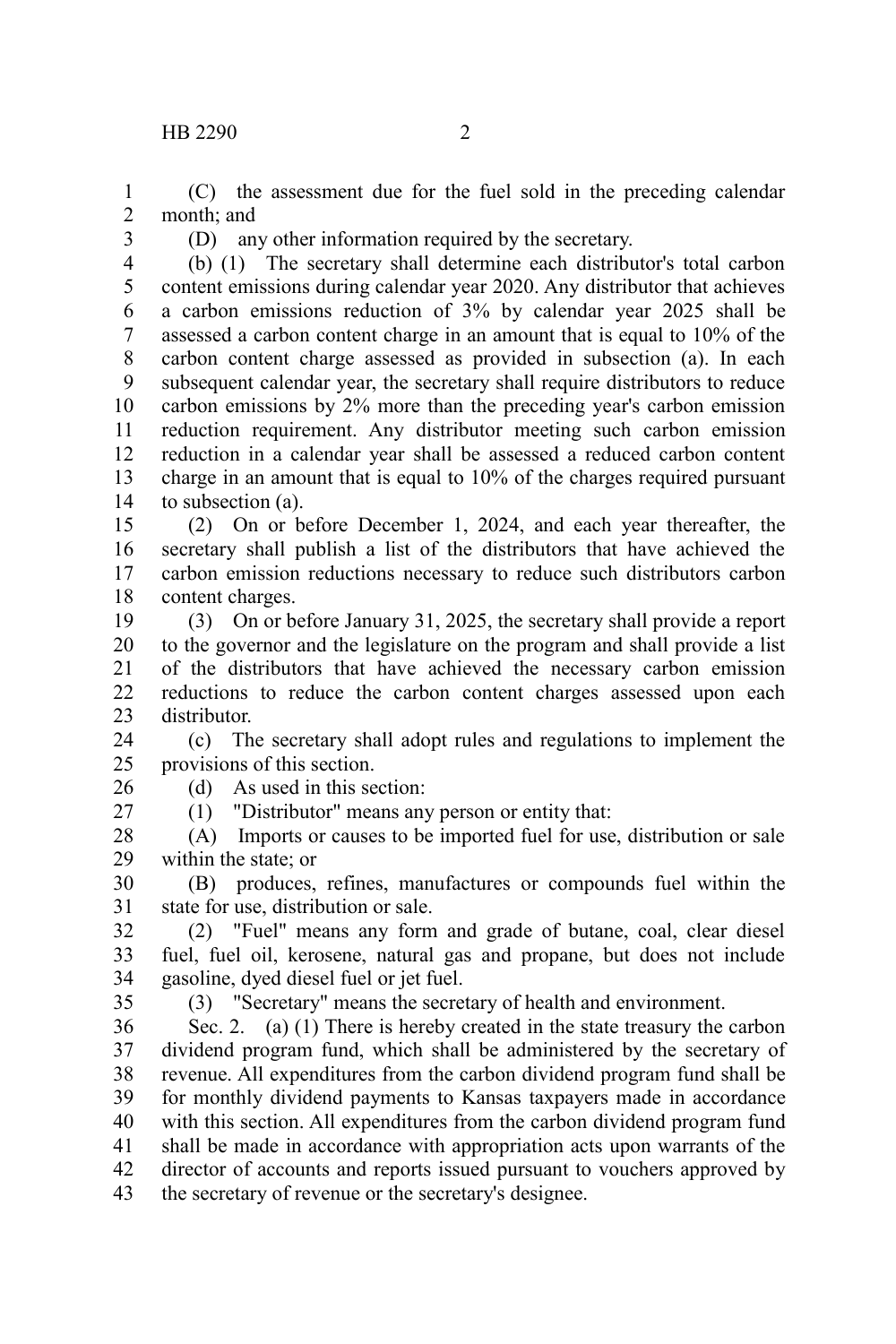(C) the assessment due for the fuel sold in the preceding calendar month; and

(D) any other information required by the secretary.

(b) (1) The secretary shall determine each distributor's total carbon content emissions during calendar year 2020. Any distributor that achieves a carbon emissions reduction of 3% by calendar year 2025 shall be assessed a carbon content charge in an amount that is equal to 10% of the carbon content charge assessed as provided in subsection (a). In each subsequent calendar year, the secretary shall require distributors to reduce carbon emissions by 2% more than the preceding year's carbon emission reduction requirement. Any distributor meeting such carbon emission reduction in a calendar year shall be assessed a reduced carbon content charge in an amount that is equal to 10% of the charges required pursuant to subsection (a).

(2) On or before December 1, 2024, and each year thereafter, the secretary shall publish a list of the distributors that have achieved the carbon emission reductions necessary to reduce such distributors carbon content charges.

(3) On or before January 31, 2025, the secretary shall provide a report to the governor and the legislature on the program and shall provide a list of the distributors that have achieved the necessary carbon emission reductions to reduce the carbon content charges assessed upon each distributor.

(c) The secretary shall adopt rules and regulations to implement the provisions of this section.

(d) As used in this section:

(1) "Distributor" means any person or entity that:

(A) Imports or causes to be imported fuel for use, distribution or sale within the state; or

(B) produces, refines, manufactures or compounds fuel within the state for use, distribution or sale.

(2) "Fuel" means any form and grade of butane, coal, clear diesel fuel, fuel oil, kerosene, natural gas and propane, but does not include gasoline, dyed diesel fuel or jet fuel.

(3) "Secretary" means the secretary of health and environment.

Sec. 2. (a) (1) There is hereby created in the state treasury the carbon dividend program fund, which shall be administered by the secretary of revenue. All expenditures from the carbon dividend program fund shall be for monthly dividend payments to Kansas taxpayers made in accordance with this section. All expenditures from the carbon dividend program fund shall be made in accordance with appropriation acts upon warrants of the director of accounts and reports issued pursuant to vouchers approved by the secretary of revenue or the secretary's designee.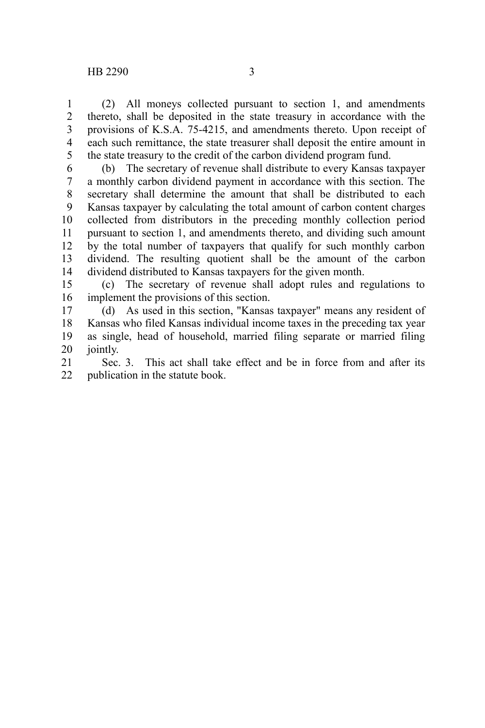(2) All moneys collected pursuant to section 1, and amendments thereto, shall be deposited in the state treasury in accordance with the provisions of K.S.A. 75-4215, and amendments thereto. Upon receipt of each such remittance, the state treasurer shall deposit the entire amount in the state treasury to the credit of the carbon dividend program fund.

(b) The secretary of revenue shall distribute to every Kansas taxpayer a monthly carbon dividend payment in accordance with this section. The secretary shall determine the amount that shall be distributed to each Kansas taxpayer by calculating the total amount of carbon content charges collected from distributors in the preceding monthly collection period pursuant to section 1, and amendments thereto, and dividing such amount by the total number of taxpayers that qualify for such monthly carbon dividend. The resulting quotient shall be the amount of the carbon dividend distributed to Kansas taxpayers for the given month.

(c) The secretary of revenue shall adopt rules and regulations to implement the provisions of this section.

(d) As used in this section, "Kansas taxpayer" means any resident of Kansas who filed Kansas individual income taxes in the preceding tax year as single, head of household, married filing separate or married filing jointly.

Sec. 3. This act shall take effect and be in force from and after its publication in the statute book.